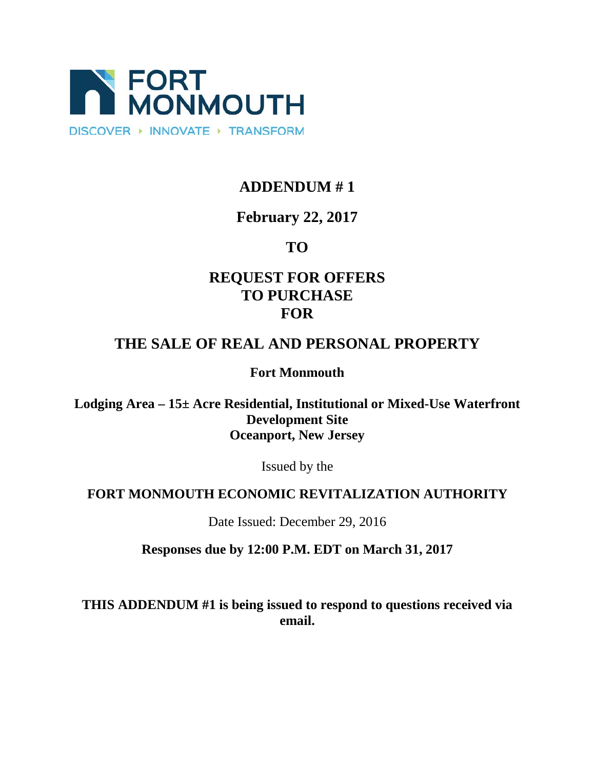FORT MONMOUTH

DISCOVER ‣ INNOVATE ‣ TRANSFORM

# ADDENDUM # 1

## February 22, 2017

## TO

## REQUEST FOR OFFERS TO PURCHASE FOR

## THE SALE OF REAL AND PERSONAL PROPERTY

**Fort Monmouth**

**Lodging Area – 15± Acre Residential, Institutional or Mixed-Use Waterfront Development Site**
**Oceanport, New Jersey**

Issued by the

**FORT MONMOUTH ECONOMIC REVITALIZATION AUTHORITY**

Date Issued: December 29, 2016

**Responses due by 12:00 P.M. EDT on March 31, 2017**

**THIS ADDENDUM #1 is being issued to respond to questions received via email.**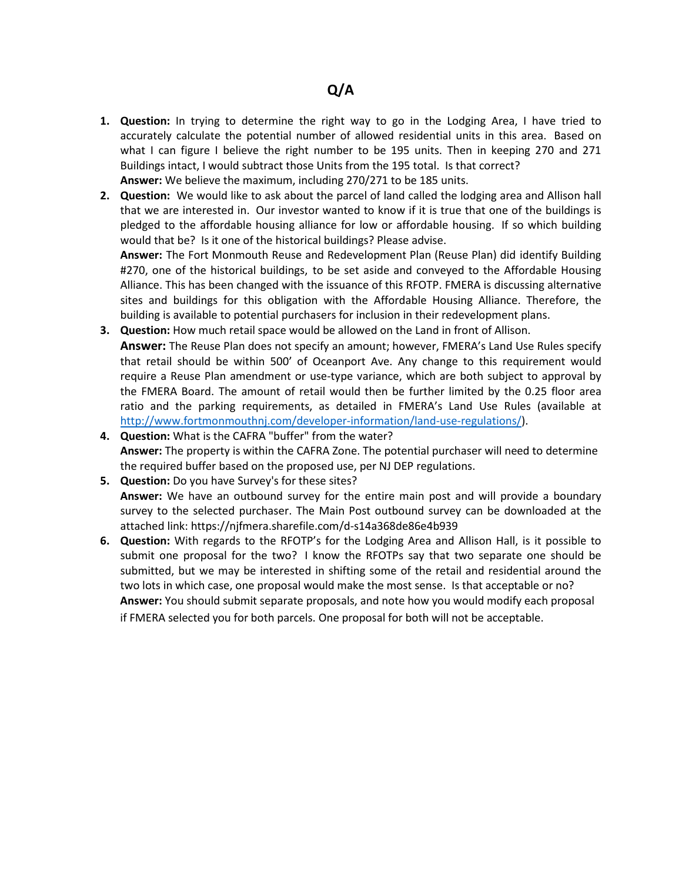## Q/A

1. **Question:** In trying to determine the right way to go in the Lodging Area, I have tried to accurately calculate the potential number of allowed residential units in this area. Based on what I can figure I believe the right number to be 195 units. Then in keeping 270 and 271 Buildings intact, I would subtract those Units from the 195 total. Is that correct?
   **Answer:** We believe the maximum, including 270/271 to be 185 units.
2. **Question:** We would like to ask about the parcel of land called the lodging area and Allison hall that we are interested in. Our investor wanted to know if it is true that one of the buildings is pledged to the affordable housing alliance for low or affordable housing. If so which building would that be? Is it one of the historical buildings? Please advise.
   **Answer:** The Fort Monmouth Reuse and Redevelopment Plan (Reuse Plan) did identify Building #270, one of the historical buildings, to be set aside and conveyed to the Affordable Housing Alliance. This has been changed with the issuance of this RFOTP. FMERA is discussing alternative sites and buildings for this obligation with the Affordable Housing Alliance. Therefore, the building is available to potential purchasers for inclusion in their redevelopment plans.
3. **Question:** How much retail space would be allowed on the Land in front of Allison.
   **Answer:** The Reuse Plan does not specify an amount; however, FMERA's Land Use Rules specify that retail should be within 500' of Oceanport Ave. Any change to this requirement would require a Reuse Plan amendment or use-type variance, which are both subject to approval by the FMERA Board. The amount of retail would then be further limited by the 0.25 floor area ratio and the parking requirements, as detailed in FMERA's Land Use Rules (available at http://www.fortmonmouthnj.com/developer-information/land-use-regulations/).
4. **Question:** What is the CAFRA "buffer" from the water?
   **Answer:** The property is within the CAFRA Zone. The potential purchaser will need to determine the required buffer based on the proposed use, per NJ DEP regulations.
5. **Question:** Do you have Survey's for these sites?
   **Answer:** We have an outbound survey for the entire main post and will provide a boundary survey to the selected purchaser. The Main Post outbound survey can be downloaded at the attached link: https://njfmera.sharefile.com/d-s14a368de86e4b939
6. **Question:** With regards to the RFOTP's for the Lodging Area and Allison Hall, is it possible to submit one proposal for the two? I know the RFOTPs say that two separate one should be submitted, but we may be interested in shifting some of the retail and residential around the two lots in which case, one proposal would make the most sense. Is that acceptable or no?
   **Answer:** You should submit separate proposals, and note how you would modify each proposal if FMERA selected you for both parcels. One proposal for both will not be acceptable.